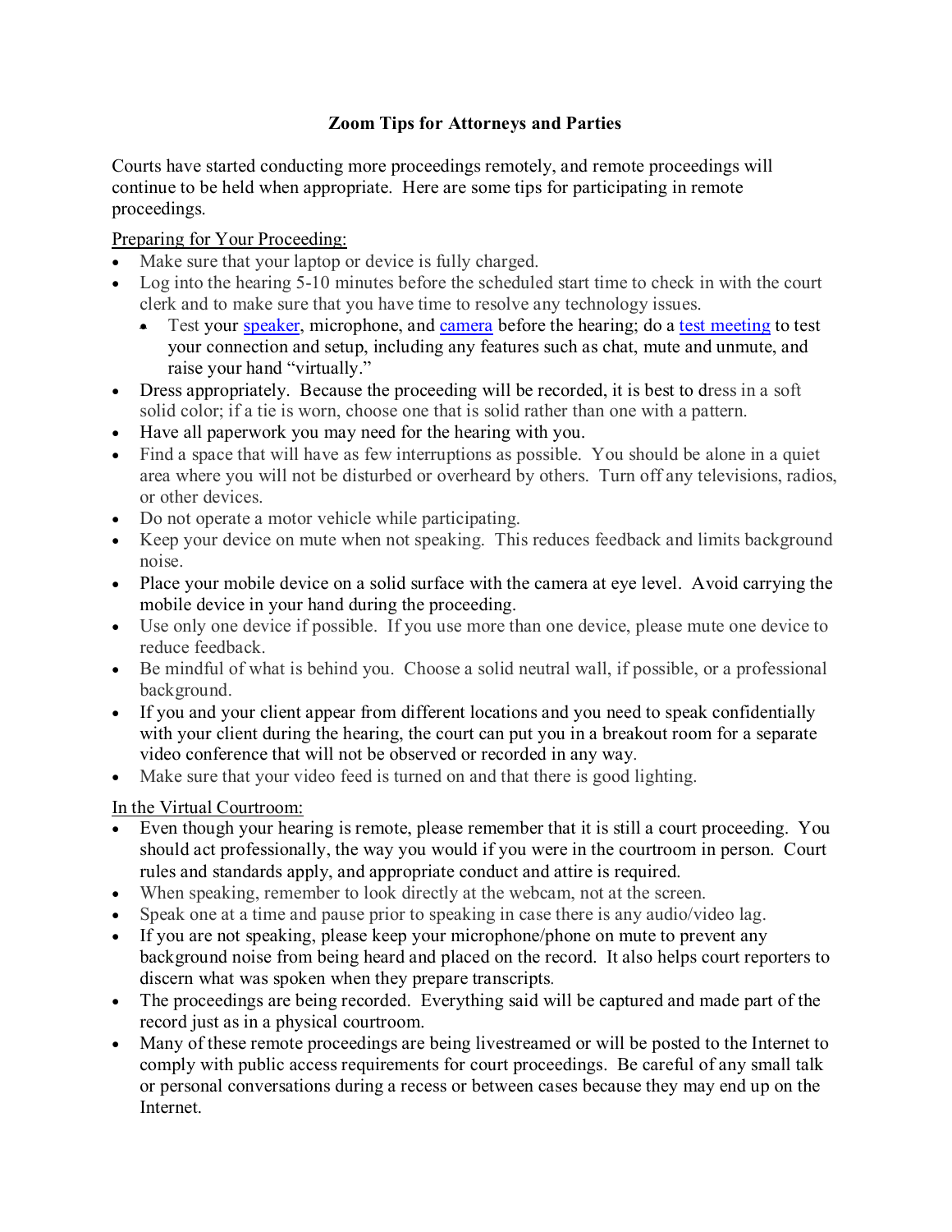**Zoom Tips for Attorneys and Parties**

Courts have started conducting more proceedings remotely, and remote proceedings will continue to be held when appropriate. Here are some tips for participating in remote proceedings.

Preparing for Your Proceeding:

- Make sure that your laptop or device is fully charged.
- Log into the hearing 5-10 minutes before the scheduled start time to check in with the court clerk and to make sure that you have time to resolve any technology issues.
  - Test your speaker, microphone, and camera before the hearing; do a test meeting to test your connection and setup, including any features such as chat, mute and unmute, and raise your hand "virtually."
- Dress appropriately. Because the proceeding will be recorded, it is best to dress in a soft solid color; if a tie is worn, choose one that is solid rather than one with a pattern.
- Have all paperwork you may need for the hearing with you.
- Find a space that will have as few interruptions as possible. You should be alone in a quiet area where you will not be disturbed or overheard by others. Turn off any televisions, radios, or other devices.
- Do not operate a motor vehicle while participating.
- Keep your device on mute when not speaking. This reduces feedback and limits background noise.
- Place your mobile device on a solid surface with the camera at eye level. Avoid carrying the mobile device in your hand during the proceeding.
- Use only one device if possible. If you use more than one device, please mute one device to reduce feedback.
- Be mindful of what is behind you. Choose a solid neutral wall, if possible, or a professional background.
- If you and your client appear from different locations and you need to speak confidentially with your client during the hearing, the court can put you in a breakout room for a separate video conference that will not be observed or recorded in any way.
- Make sure that your video feed is turned on and that there is good lighting.

In the Virtual Courtroom:

- Even though your hearing is remote, please remember that it is still a court proceeding. You should act professionally, the way you would if you were in the courtroom in person. Court rules and standards apply, and appropriate conduct and attire is required.
- When speaking, remember to look directly at the webcam, not at the screen.
- Speak one at a time and pause prior to speaking in case there is any audio/video lag.
- If you are not speaking, please keep your microphone/phone on mute to prevent any background noise from being heard and placed on the record. It also helps court reporters to discern what was spoken when they prepare transcripts.
- The proceedings are being recorded. Everything said will be captured and made part of the record just as in a physical courtroom.
- Many of these remote proceedings are being livestreamed or will be posted to the Internet to comply with public access requirements for court proceedings. Be careful of any small talk or personal conversations during a recess or between cases because they may end up on the Internet.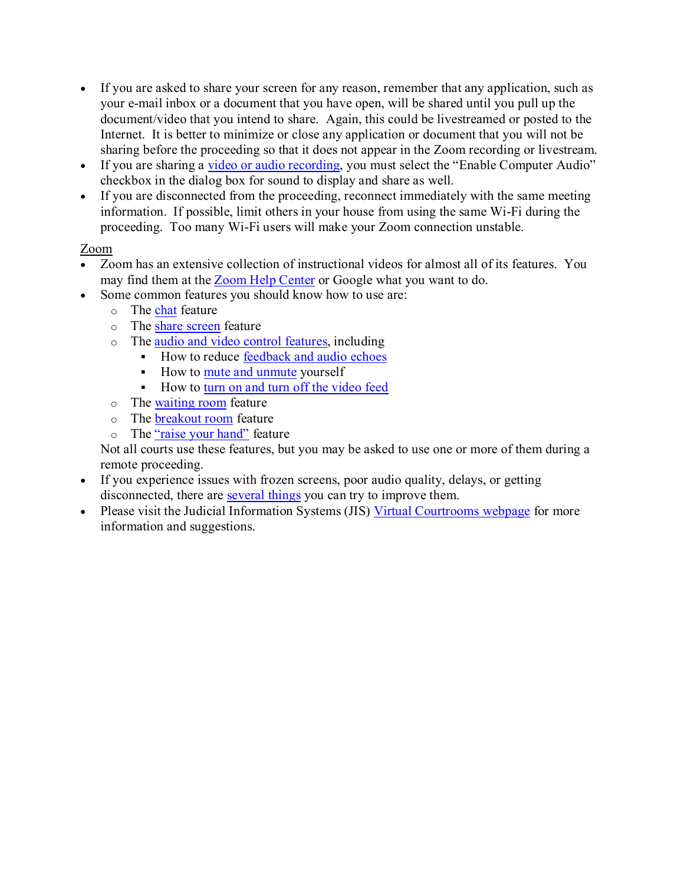- If you are asked to share your screen for any reason, remember that any application, such as your e-mail inbox or a document that you have open, will be shared until you pull up the document/video that you intend to share. Again, this could be livestreamed or posted to the Internet. It is better to minimize or close any application or document that you will not be sharing before the proceeding so that it does not appear in the Zoom recording or livestream.
- If you are sharing a video or audio recording, you must select the "Enable Computer Audio" checkbox in the dialog box for sound to display and share as well.
- If you are disconnected from the proceeding, reconnect immediately with the same meeting information. If possible, limit others in your house from using the same Wi-Fi during the proceeding. Too many Wi-Fi users will make your Zoom connection unstable.

Zoom

- Zoom has an extensive collection of instructional videos for almost all of its features. You may find them at the Zoom Help Center or Google what you want to do.
- Some common features you should know how to use are:
  - The chat feature
  - The share screen feature
  - The audio and video control features, including
    - How to reduce feedback and audio echoes
    - How to mute and unmute yourself
    - How to turn on and turn off the video feed
  - The waiting room feature
  - The breakout room feature
  - The "raise your hand" feature

  Not all courts use these features, but you may be asked to use one or more of them during a remote proceeding.
- If you experience issues with frozen screens, poor audio quality, delays, or getting disconnected, there are several things you can try to improve them.
- Please visit the Judicial Information Systems (JIS) Virtual Courtrooms webpage for more information and suggestions.